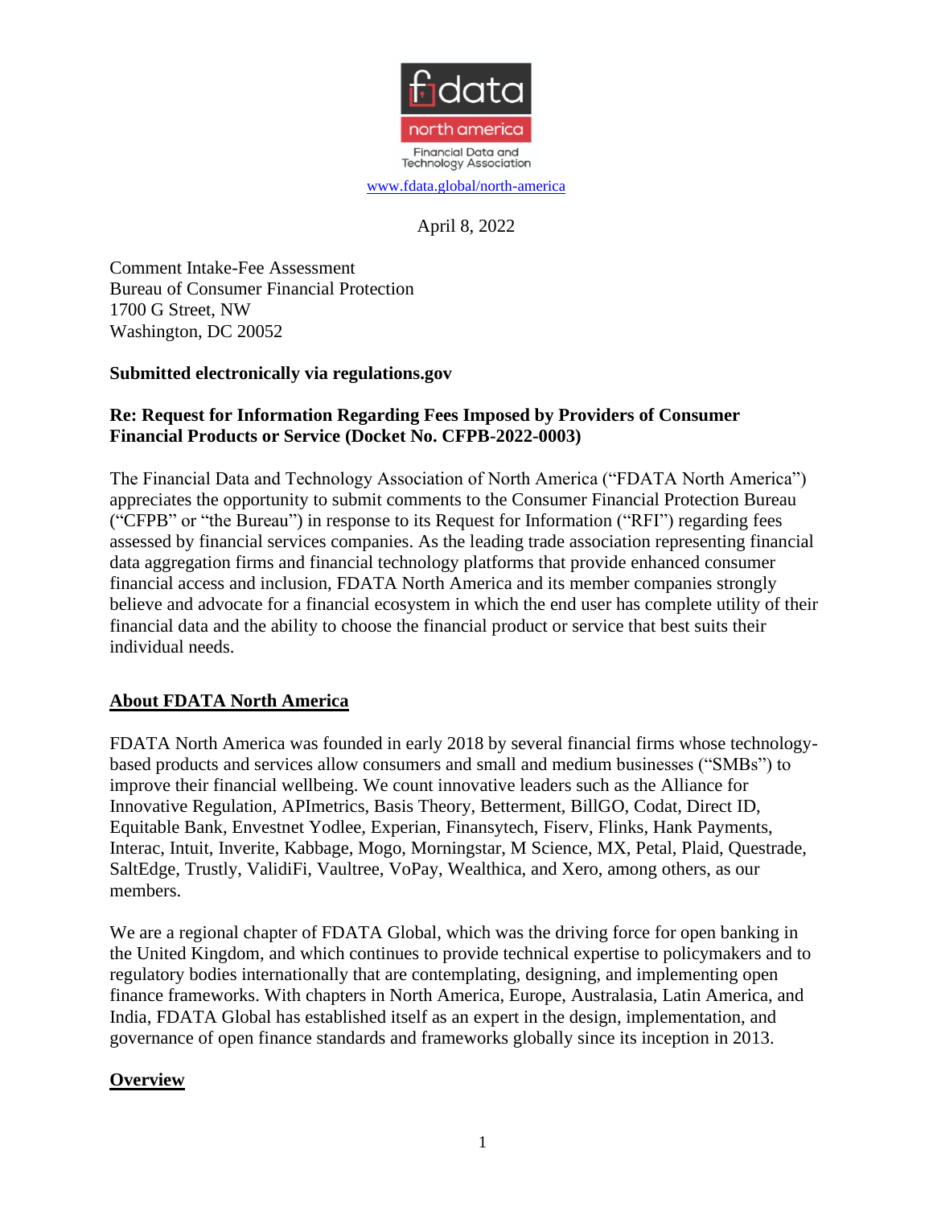fdata north america

Financial Data and Technology Association

www.fdata.global/north-america

April 8, 2022

Comment Intake-Fee Assessment
Bureau of Consumer Financial Protection
1700 G Street, NW
Washington, DC 20052

**Submitted electronically via regulations.gov**

**Re: Request for Information Regarding Fees Imposed by Providers of Consumer Financial Products or Service (Docket No. CFPB-2022-0003)**

The Financial Data and Technology Association of North America ("FDATA North America") appreciates the opportunity to submit comments to the Consumer Financial Protection Bureau ("CFPB" or "the Bureau") in response to its Request for Information ("RFI") regarding fees assessed by financial services companies. As the leading trade association representing financial data aggregation firms and financial technology platforms that provide enhanced consumer financial access and inclusion, FDATA North America and its member companies strongly believe and advocate for a financial ecosystem in which the end user has complete utility of their financial data and the ability to choose the financial product or service that best suits their individual needs.

## About FDATA North America

FDATA North America was founded in early 2018 by several financial firms whose technology-based products and services allow consumers and small and medium businesses ("SMBs") to improve their financial wellbeing. We count innovative leaders such as the Alliance for Innovative Regulation, APImetrics, Basis Theory, Betterment, BillGO, Codat, Direct ID, Equitable Bank, Envestnet Yodlee, Experian, Finansytech, Fiserv, Flinks, Hank Payments, Interac, Intuit, Inverite, Kabbage, Mogo, Morningstar, M Science, MX, Petal, Plaid, Questrade, SaltEdge, Trustly, ValidiFi, Vaultree, VoPay, Wealthica, and Xero, among others, as our members.

We are a regional chapter of FDATA Global, which was the driving force for open banking in the United Kingdom, and which continues to provide technical expertise to policymakers and to regulatory bodies internationally that are contemplating, designing, and implementing open finance frameworks. With chapters in North America, Europe, Australasia, Latin America, and India, FDATA Global has established itself as an expert in the design, implementation, and governance of open finance standards and frameworks globally since its inception in 2013.

## Overview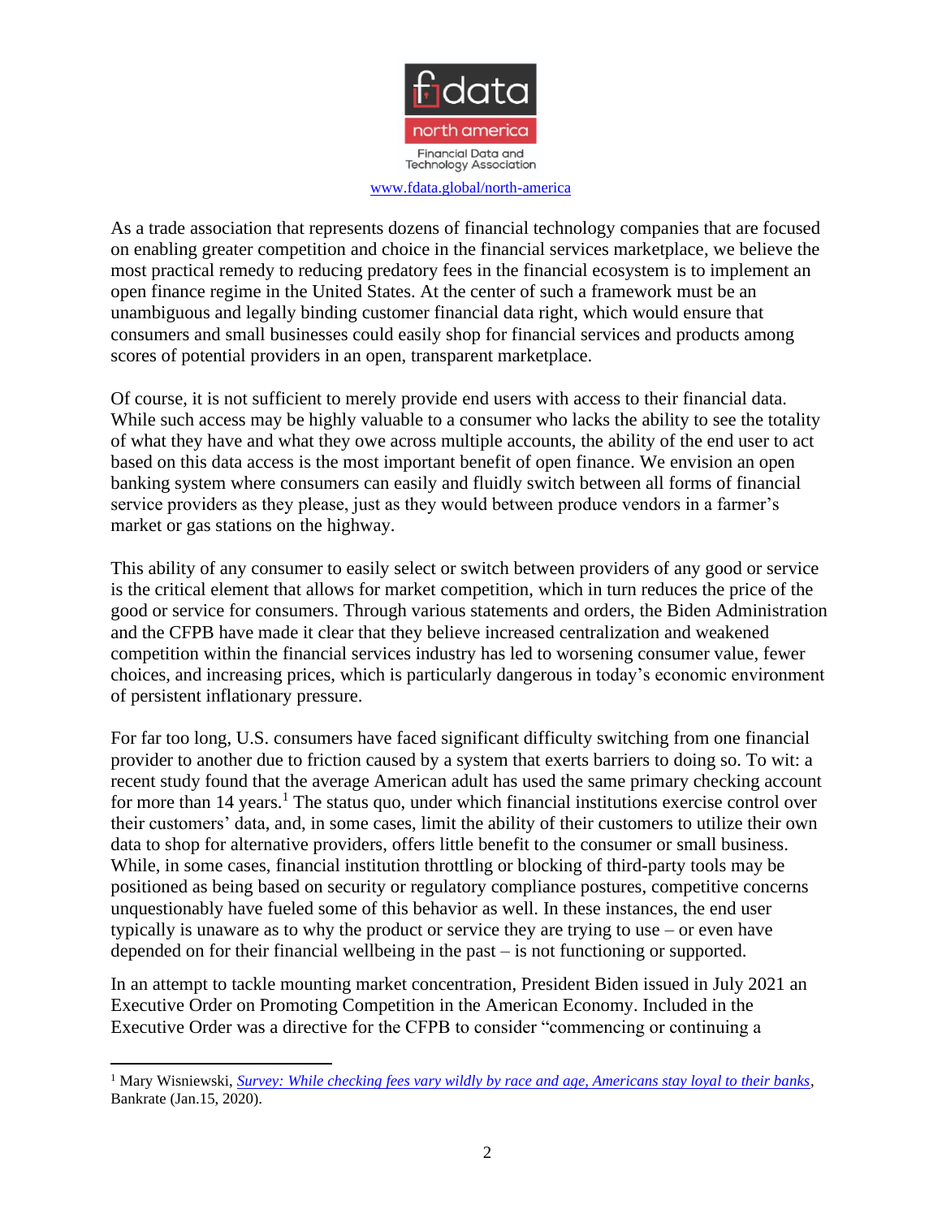www.fdata.global/north-america

As a trade association that represents dozens of financial technology companies that are focused on enabling greater competition and choice in the financial services marketplace, we believe the most practical remedy to reducing predatory fees in the financial ecosystem is to implement an open finance regime in the United States. At the center of such a framework must be an unambiguous and legally binding customer financial data right, which would ensure that consumers and small businesses could easily shop for financial services and products among scores of potential providers in an open, transparent marketplace.

Of course, it is not sufficient to merely provide end users with access to their financial data. While such access may be highly valuable to a consumer who lacks the ability to see the totality of what they have and what they owe across multiple accounts, the ability of the end user to act based on this data access is the most important benefit of open finance. We envision an open banking system where consumers can easily and fluidly switch between all forms of financial service providers as they please, just as they would between produce vendors in a farmer's market or gas stations on the highway.

This ability of any consumer to easily select or switch between providers of any good or service is the critical element that allows for market competition, which in turn reduces the price of the good or service for consumers. Through various statements and orders, the Biden Administration and the CFPB have made it clear that they believe increased centralization and weakened competition within the financial services industry has led to worsening consumer value, fewer choices, and increasing prices, which is particularly dangerous in today's economic environment of persistent inflationary pressure.

For far too long, U.S. consumers have faced significant difficulty switching from one financial provider to another due to friction caused by a system that exerts barriers to doing so. To wit: a recent study found that the average American adult has used the same primary checking account for more than 14 years.[1] The status quo, under which financial institutions exercise control over their customers' data, and, in some cases, limit the ability of their customers to utilize their own data to shop for alternative providers, offers little benefit to the consumer or small business. While, in some cases, financial institution throttling or blocking of third-party tools may be positioned as being based on security or regulatory compliance postures, competitive concerns unquestionably have fueled some of this behavior as well. In these instances, the end user typically is unaware as to why the product or service they are trying to use – or even have depended on for their financial wellbeing in the past – is not functioning or supported.

In an attempt to tackle mounting market concentration, President Biden issued in July 2021 an Executive Order on Promoting Competition in the American Economy. Included in the Executive Order was a directive for the CFPB to consider "commencing or continuing a

---

[1] Mary Wisniewski, *Survey: While checking fees vary wildly by race and age, Americans stay loyal to their banks*, Bankrate (Jan.15, 2020).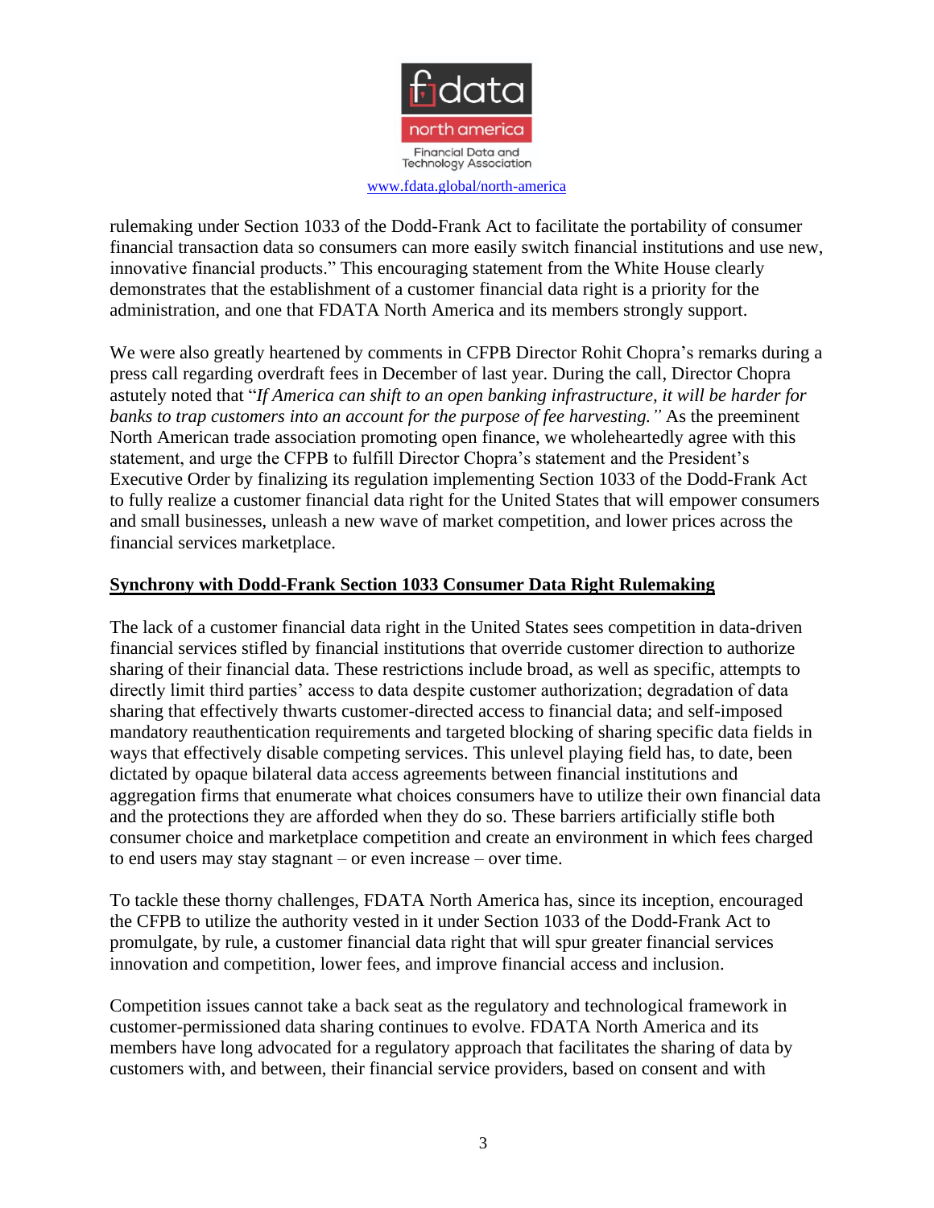rulemaking under Section 1033 of the Dodd-Frank Act to facilitate the portability of consumer financial transaction data so consumers can more easily switch financial institutions and use new, innovative financial products." This encouraging statement from the White House clearly demonstrates that the establishment of a customer financial data right is a priority for the administration, and one that FDATA North America and its members strongly support.

We were also greatly heartened by comments in CFPB Director Rohit Chopra's remarks during a press call regarding overdraft fees in December of last year. During the call, Director Chopra astutely noted that "*If America can shift to an open banking infrastructure, it will be harder for banks to trap customers into an account for the purpose of fee harvesting.*" As the preeminent North American trade association promoting open finance, we wholeheartedly agree with this statement, and urge the CFPB to fulfill Director Chopra's statement and the President's Executive Order by finalizing its regulation implementing Section 1033 of the Dodd-Frank Act to fully realize a customer financial data right for the United States that will empower consumers and small businesses, unleash a new wave of market competition, and lower prices across the financial services marketplace.

## Synchrony with Dodd-Frank Section 1033 Consumer Data Right Rulemaking

The lack of a customer financial data right in the United States sees competition in data-driven financial services stifled by financial institutions that override customer direction to authorize sharing of their financial data. These restrictions include broad, as well as specific, attempts to directly limit third parties' access to data despite customer authorization; degradation of data sharing that effectively thwarts customer-directed access to financial data; and self-imposed mandatory reauthentication requirements and targeted blocking of sharing specific data fields in ways that effectively disable competing services. This unlevel playing field has, to date, been dictated by opaque bilateral data access agreements between financial institutions and aggregation firms that enumerate what choices consumers have to utilize their own financial data and the protections they are afforded when they do so. These barriers artificially stifle both consumer choice and marketplace competition and create an environment in which fees charged to end users may stay stagnant – or even increase – over time.

To tackle these thorny challenges, FDATA North America has, since its inception, encouraged the CFPB to utilize the authority vested in it under Section 1033 of the Dodd-Frank Act to promulgate, by rule, a customer financial data right that will spur greater financial services innovation and competition, lower fees, and improve financial access and inclusion.

Competition issues cannot take a back seat as the regulatory and technological framework in customer-permissioned data sharing continues to evolve. FDATA North America and its members have long advocated for a regulatory approach that facilitates the sharing of data by customers with, and between, their financial service providers, based on consent and with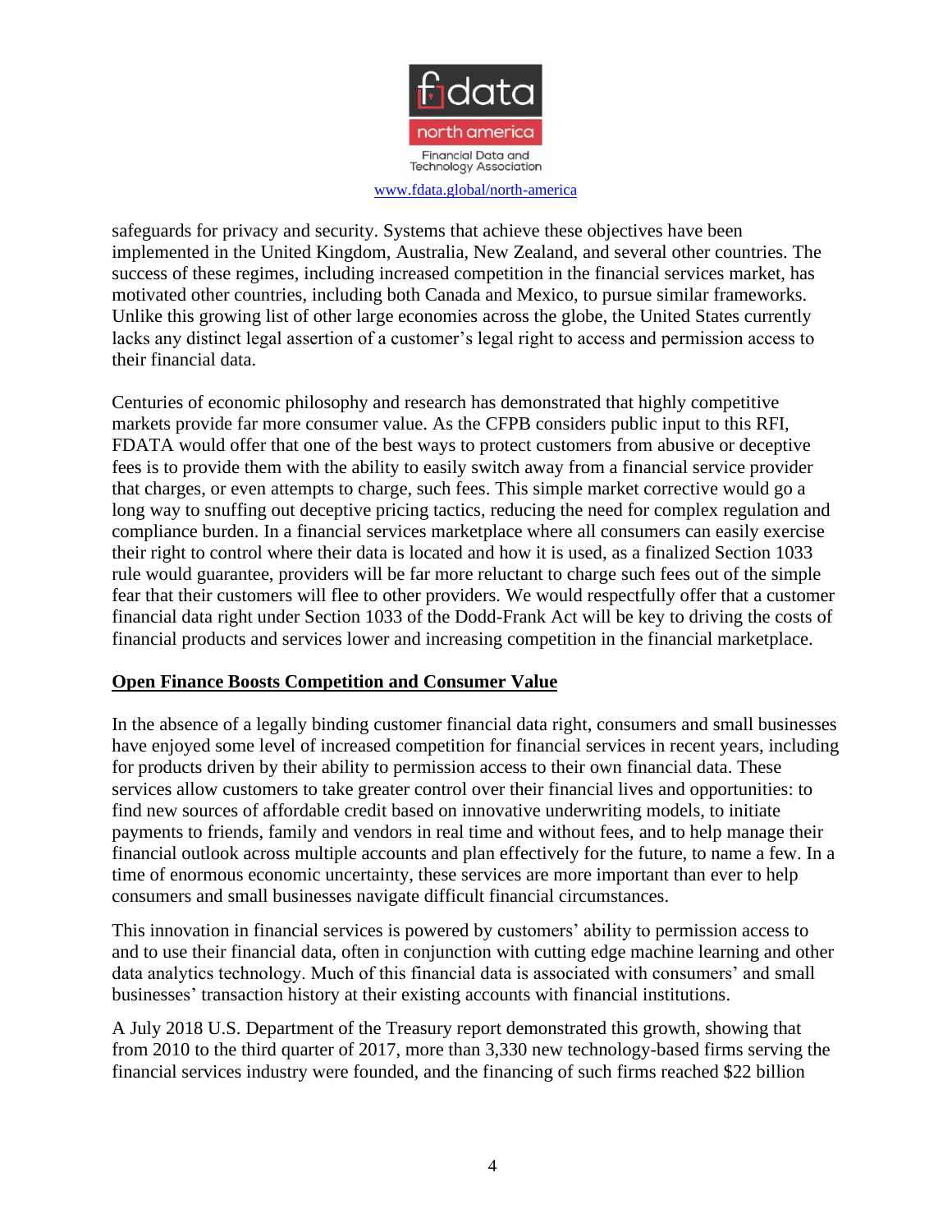safeguards for privacy and security. Systems that achieve these objectives have been implemented in the United Kingdom, Australia, New Zealand, and several other countries. The success of these regimes, including increased competition in the financial services market, has motivated other countries, including both Canada and Mexico, to pursue similar frameworks. Unlike this growing list of other large economies across the globe, the United States currently lacks any distinct legal assertion of a customer's legal right to access and permission access to their financial data.

Centuries of economic philosophy and research has demonstrated that highly competitive markets provide far more consumer value. As the CFPB considers public input to this RFI, FDATA would offer that one of the best ways to protect customers from abusive or deceptive fees is to provide them with the ability to easily switch away from a financial service provider that charges, or even attempts to charge, such fees. This simple market corrective would go a long way to snuffing out deceptive pricing tactics, reducing the need for complex regulation and compliance burden. In a financial services marketplace where all consumers can easily exercise their right to control where their data is located and how it is used, as a finalized Section 1033 rule would guarantee, providers will be far more reluctant to charge such fees out of the simple fear that their customers will flee to other providers. We would respectfully offer that a customer financial data right under Section 1033 of the Dodd-Frank Act will be key to driving the costs of financial products and services lower and increasing competition in the financial marketplace.

**<u>Open Finance Boosts Competition and Consumer Value</u>**

In the absence of a legally binding customer financial data right, consumers and small businesses have enjoyed some level of increased competition for financial services in recent years, including for products driven by their ability to permission access to their own financial data. These services allow customers to take greater control over their financial lives and opportunities: to find new sources of affordable credit based on innovative underwriting models, to initiate payments to friends, family and vendors in real time and without fees, and to help manage their financial outlook across multiple accounts and plan effectively for the future, to name a few. In a time of enormous economic uncertainty, these services are more important than ever to help consumers and small businesses navigate difficult financial circumstances.

This innovation in financial services is powered by customers' ability to permission access to and to use their financial data, often in conjunction with cutting edge machine learning and other data analytics technology. Much of this financial data is associated with consumers' and small businesses' transaction history at their existing accounts with financial institutions.

A July 2018 U.S. Department of the Treasury report demonstrated this growth, showing that from 2010 to the third quarter of 2017, more than 3,330 new technology-based firms serving the financial services industry were founded, and the financing of such firms reached $22 billion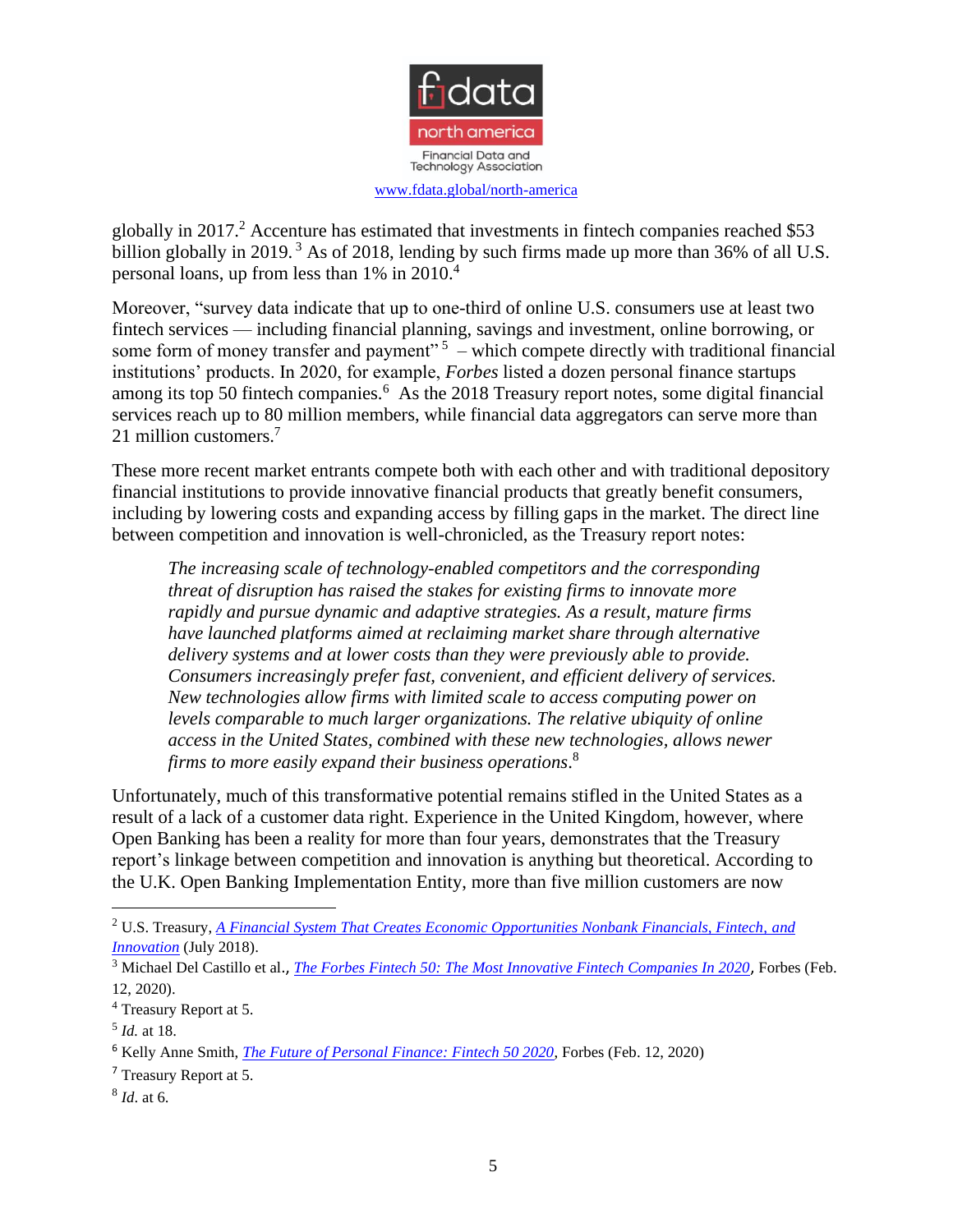globally in 2017.[2] Accenture has estimated that investments in fintech companies reached $53 billion globally in 2019.[3] As of 2018, lending by such firms made up more than 36% of all U.S. personal loans, up from less than 1% in 2010.[4]

Moreover, "survey data indicate that up to one-third of online U.S. consumers use at least two fintech services — including financial planning, savings and investment, online borrowing, or some form of money transfer and payment"[5] – which compete directly with traditional financial institutions' products. In 2020, for example, *Forbes* listed a dozen personal finance startups among its top 50 fintech companies.[6] As the 2018 Treasury report notes, some digital financial services reach up to 80 million members, while financial data aggregators can serve more than 21 million customers.[7]

These more recent market entrants compete both with each other and with traditional depository financial institutions to provide innovative financial products that greatly benefit consumers, including by lowering costs and expanding access by filling gaps in the market. The direct line between competition and innovation is well-chronicled, as the Treasury report notes:

> *The increasing scale of technology-enabled competitors and the corresponding threat of disruption has raised the stakes for existing firms to innovate more rapidly and pursue dynamic and adaptive strategies. As a result, mature firms have launched platforms aimed at reclaiming market share through alternative delivery systems and at lower costs than they were previously able to provide. Consumers increasingly prefer fast, convenient, and efficient delivery of services. New technologies allow firms with limited scale to access computing power on levels comparable to much larger organizations. The relative ubiquity of online access in the United States, combined with these new technologies, allows newer firms to more easily expand their business operations.*[8]

Unfortunately, much of this transformative potential remains stifled in the United States as a result of a lack of a customer data right. Experience in the United Kingdom, however, where Open Banking has been a reality for more than four years, demonstrates that the Treasury report's linkage between competition and innovation is anything but theoretical. According to the U.K. Open Banking Implementation Entity, more than five million customers are now

---

[2] U.S. Treasury, *A Financial System That Creates Economic Opportunities Nonbank Financials, Fintech, and Innovation* (July 2018).

[3] Michael Del Castillo et al., *The Forbes Fintech 50: The Most Innovative Fintech Companies In 2020*, Forbes (Feb. 12, 2020).

[4] Treasury Report at 5.

[5] *Id.* at 18.

[6] Kelly Anne Smith, *The Future of Personal Finance: Fintech 50 2020*, Forbes (Feb. 12, 2020)

[7] Treasury Report at 5.

[8] *Id*. at 6.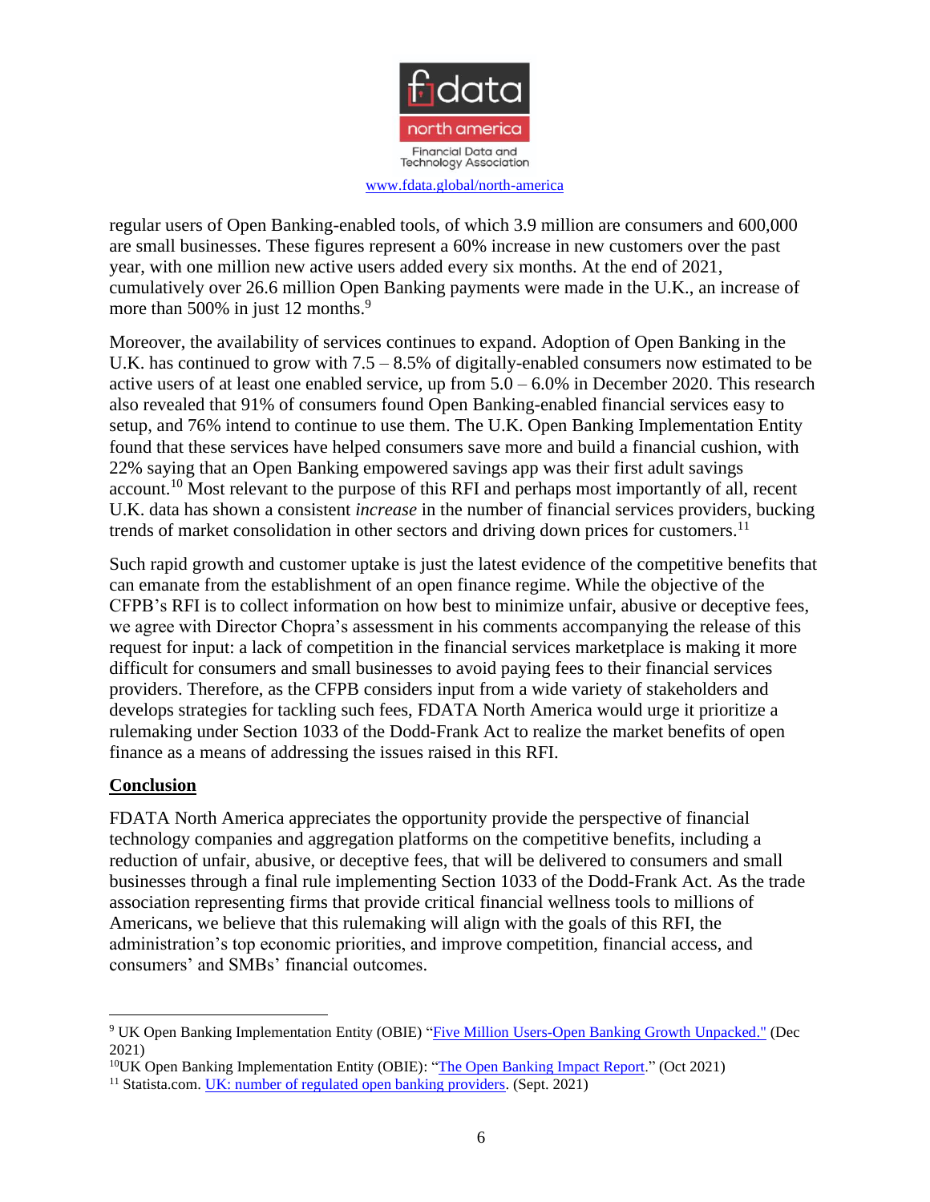regular users of Open Banking-enabled tools, of which 3.9 million are consumers and 600,000 are small businesses. These figures represent a 60% increase in new customers over the past year, with one million new active users added every six months. At the end of 2021, cumulatively over 26.6 million Open Banking payments were made in the U.K., an increase of more than 500% in just 12 months.[9]

Moreover, the availability of services continues to expand. Adoption of Open Banking in the U.K. has continued to grow with 7.5 – 8.5% of digitally-enabled consumers now estimated to be active users of at least one enabled service, up from 5.0 – 6.0% in December 2020. This research also revealed that 91% of consumers found Open Banking-enabled financial services easy to setup, and 76% intend to continue to use them. The U.K. Open Banking Implementation Entity found that these services have helped consumers save more and build a financial cushion, with 22% saying that an Open Banking empowered savings app was their first adult savings account.[10] Most relevant to the purpose of this RFI and perhaps most importantly of all, recent U.K. data has shown a consistent *increase* in the number of financial services providers, bucking trends of market consolidation in other sectors and driving down prices for customers.[11]

Such rapid growth and customer uptake is just the latest evidence of the competitive benefits that can emanate from the establishment of an open finance regime. While the objective of the CFPB's RFI is to collect information on how best to minimize unfair, abusive or deceptive fees, we agree with Director Chopra's assessment in his comments accompanying the release of this request for input: a lack of competition in the financial services marketplace is making it more difficult for consumers and small businesses to avoid paying fees to their financial services providers. Therefore, as the CFPB considers input from a wide variety of stakeholders and develops strategies for tackling such fees, FDATA North America would urge it prioritize a rulemaking under Section 1033 of the Dodd-Frank Act to realize the market benefits of open finance as a means of addressing the issues raised in this RFI.

## Conclusion

FDATA North America appreciates the opportunity provide the perspective of financial technology companies and aggregation platforms on the competitive benefits, including a reduction of unfair, abusive, or deceptive fees, that will be delivered to consumers and small businesses through a final rule implementing Section 1033 of the Dodd-Frank Act. As the trade association representing firms that provide critical financial wellness tools to millions of Americans, we believe that this rulemaking will align with the goals of this RFI, the administration's top economic priorities, and improve competition, financial access, and consumers' and SMBs' financial outcomes.

---

[9] UK Open Banking Implementation Entity (OBIE) "Five Million Users-Open Banking Growth Unpacked." (Dec 2021)

[10] UK Open Banking Implementation Entity (OBIE): "The Open Banking Impact Report." (Oct 2021)

[11] Statista.com. UK: number of regulated open banking providers. (Sept. 2021)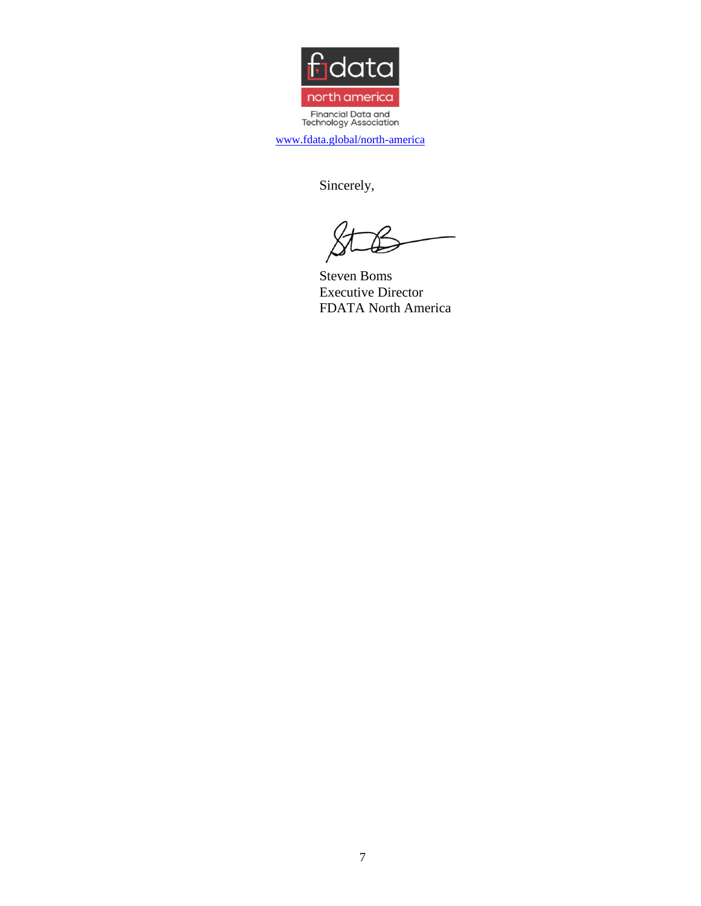fdata north america

Financial Data and Technology Association

www.fdata.global/north-america

Sincerely,

Steven Boms
Executive Director
FDATA North America